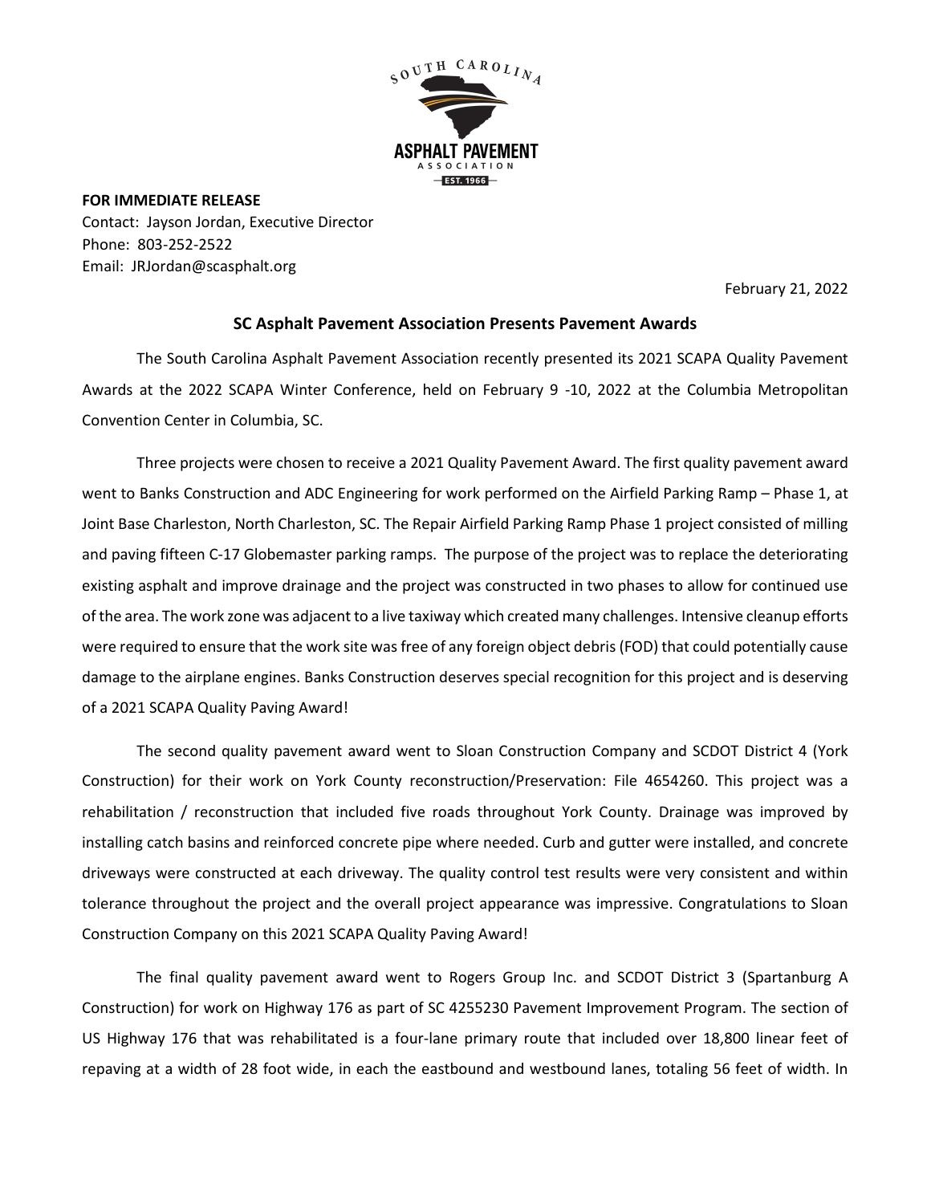**FOR IMMEDIATE RELEASE**
Contact: Jayson Jordan, Executive Director
Phone: 803-252-2522
Email: JRJordan@scasphalt.org

February 21, 2022

## SC Asphalt Pavement Association Presents Pavement Awards

The South Carolina Asphalt Pavement Association recently presented its 2021 SCAPA Quality Pavement Awards at the 2022 SCAPA Winter Conference, held on February 9 -10, 2022 at the Columbia Metropolitan Convention Center in Columbia, SC.

Three projects were chosen to receive a 2021 Quality Pavement Award. The first quality pavement award went to Banks Construction and ADC Engineering for work performed on the Airfield Parking Ramp – Phase 1, at Joint Base Charleston, North Charleston, SC. The Repair Airfield Parking Ramp Phase 1 project consisted of milling and paving fifteen C-17 Globemaster parking ramps. The purpose of the project was to replace the deteriorating existing asphalt and improve drainage and the project was constructed in two phases to allow for continued use of the area. The work zone was adjacent to a live taxiway which created many challenges. Intensive cleanup efforts were required to ensure that the work site was free of any foreign object debris (FOD) that could potentially cause damage to the airplane engines. Banks Construction deserves special recognition for this project and is deserving of a 2021 SCAPA Quality Paving Award!

The second quality pavement award went to Sloan Construction Company and SCDOT District 4 (York Construction) for their work on York County reconstruction/Preservation: File 4654260. This project was a rehabilitation / reconstruction that included five roads throughout York County. Drainage was improved by installing catch basins and reinforced concrete pipe where needed. Curb and gutter were installed, and concrete driveways were constructed at each driveway. The quality control test results were very consistent and within tolerance throughout the project and the overall project appearance was impressive. Congratulations to Sloan Construction Company on this 2021 SCAPA Quality Paving Award!

The final quality pavement award went to Rogers Group Inc. and SCDOT District 3 (Spartanburg A Construction) for work on Highway 176 as part of SC 4255230 Pavement Improvement Program. The section of US Highway 176 that was rehabilitated is a four-lane primary route that included over 18,800 linear feet of repaving at a width of 28 foot wide, in each the eastbound and westbound lanes, totaling 56 feet of width. In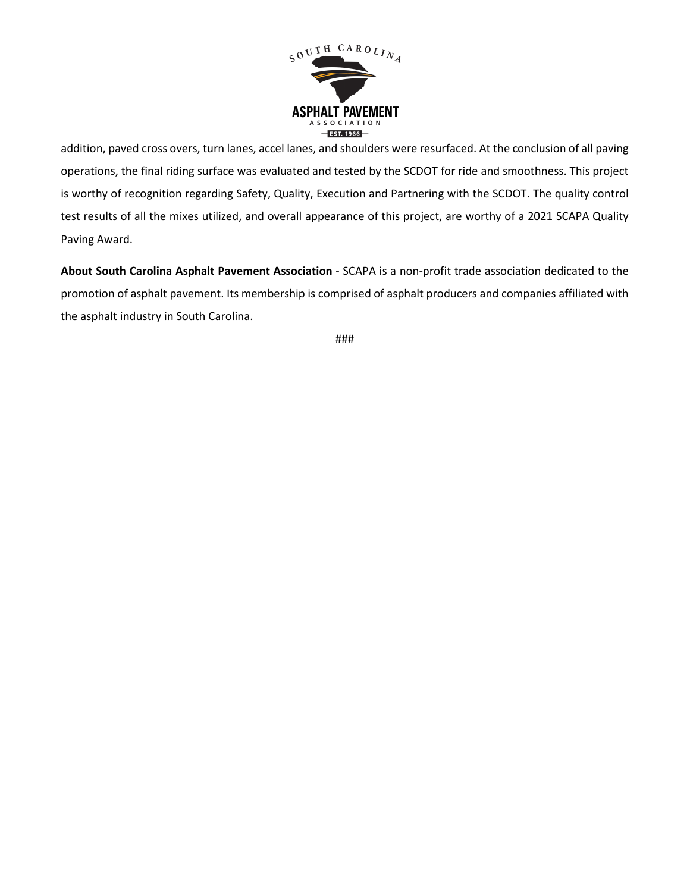addition, paved cross overs, turn lanes, accel lanes, and shoulders were resurfaced. At the conclusion of all paving operations, the final riding surface was evaluated and tested by the SCDOT for ride and smoothness. This project is worthy of recognition regarding Safety, Quality, Execution and Partnering with the SCDOT. The quality control test results of all the mixes utilized, and overall appearance of this project, are worthy of a 2021 SCAPA Quality Paving Award.

**About South Carolina Asphalt Pavement Association** - SCAPA is a non-profit trade association dedicated to the promotion of asphalt pavement. Its membership is comprised of asphalt producers and companies affiliated with the asphalt industry in South Carolina.

###